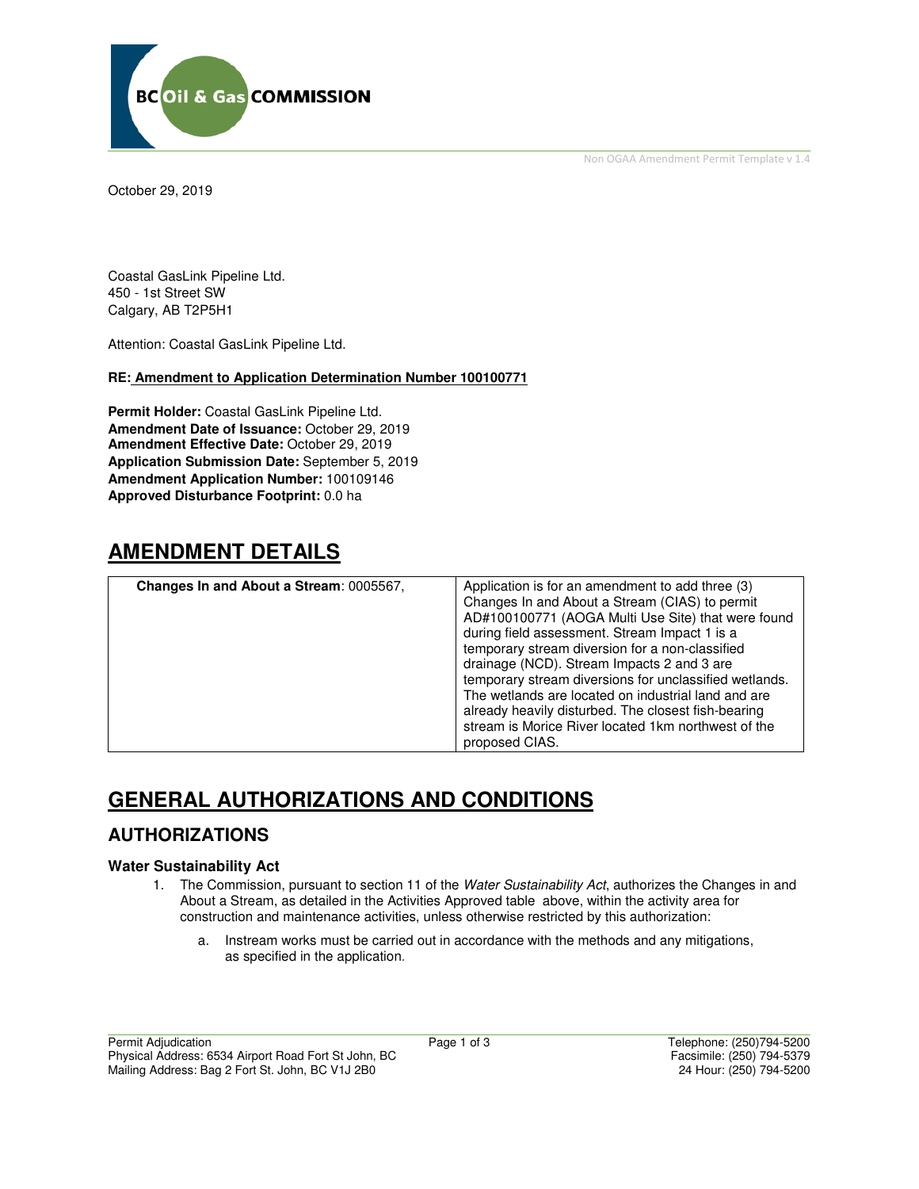Non OGAA Amendment Permit Template v 1.4

October 29, 2019

Coastal GasLink Pipeline Ltd.
450 - 1st Street SW
Calgary, AB T2P5H1

Attention: Coastal GasLink Pipeline Ltd.

**RE: Amendment to Application Determination Number 100100771**

**Permit Holder:** Coastal GasLink Pipeline Ltd.
**Amendment Date of Issuance:** October 29, 2019
**Amendment Effective Date:** October 29, 2019
**Application Submission Date:** September 5, 2019
**Amendment Application Number:** 100109146
**Approved Disturbance Footprint:** 0.0 ha

# AMENDMENT DETAILS

| **Changes In and About a Stream**: 0005567, | Application is for an amendment to add three (3) Changes In and About a Stream (CIAS) to permit AD#100100771 (AOGA Multi Use Site) that were found during field assessment. Stream Impact 1 is a temporary stream diversion for a non-classified drainage (NCD). Stream Impacts 2 and 3 are temporary stream diversions for unclassified wetlands. The wetlands are located on industrial land and are already heavily disturbed. The closest fish-bearing stream is Morice River located 1km northwest of the proposed CIAS. |
|---|---|

# GENERAL AUTHORIZATIONS AND CONDITIONS

## AUTHORIZATIONS

### Water Sustainability Act

1. The Commission, pursuant to section 11 of the *Water Sustainability Act*, authorizes the Changes in and About a Stream, as detailed in the Activities Approved table above, within the activity area for construction and maintenance activities, unless otherwise restricted by this authorization:

    a. Instream works must be carried out in accordance with the methods and any mitigations, as specified in the application.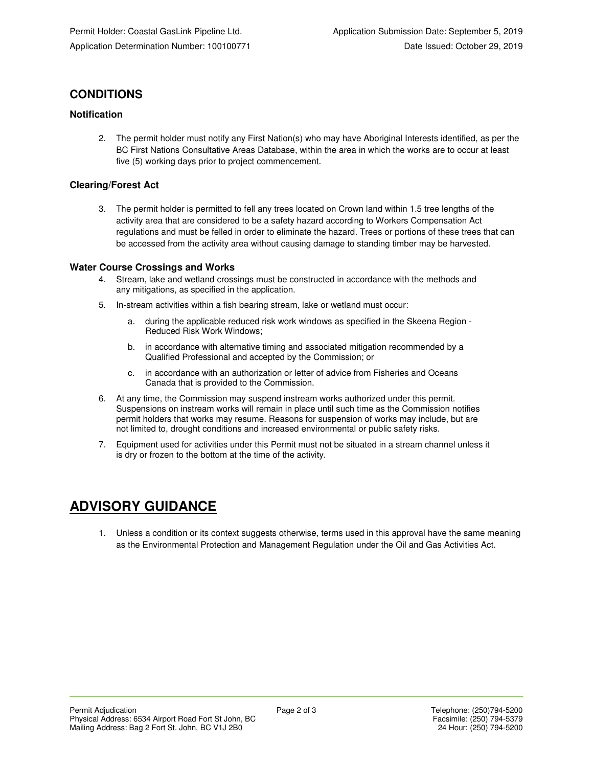## CONDITIONS

### Notification

2. The permit holder must notify any First Nation(s) who may have Aboriginal Interests identified, as per the BC First Nations Consultative Areas Database, within the area in which the works are to occur at least five (5) working days prior to project commencement.

### Clearing/Forest Act

3. The permit holder is permitted to fell any trees located on Crown land within 1.5 tree lengths of the activity area that are considered to be a safety hazard according to Workers Compensation Act regulations and must be felled in order to eliminate the hazard. Trees or portions of these trees that can be accessed from the activity area without causing damage to standing timber may be harvested.

### Water Course Crossings and Works

4. Stream, lake and wetland crossings must be constructed in accordance with the methods and any mitigations, as specified in the application.
5. In-stream activities within a fish bearing stream, lake or wetland must occur:
   a. during the applicable reduced risk work windows as specified in the Skeena Region - Reduced Risk Work Windows;
   b. in accordance with alternative timing and associated mitigation recommended by a Qualified Professional and accepted by the Commission; or
   c. in accordance with an authorization or letter of advice from Fisheries and Oceans Canada that is provided to the Commission.
6. At any time, the Commission may suspend instream works authorized under this permit. Suspensions on instream works will remain in place until such time as the Commission notifies permit holders that works may resume. Reasons for suspension of works may include, but are not limited to, drought conditions and increased environmental or public safety risks.
7. Equipment used for activities under this Permit must not be situated in a stream channel unless it is dry or frozen to the bottom at the time of the activity.

## ADVISORY GUIDANCE

1. Unless a condition or its context suggests otherwise, terms used in this approval have the same meaning as the Environmental Protection and Management Regulation under the Oil and Gas Activities Act.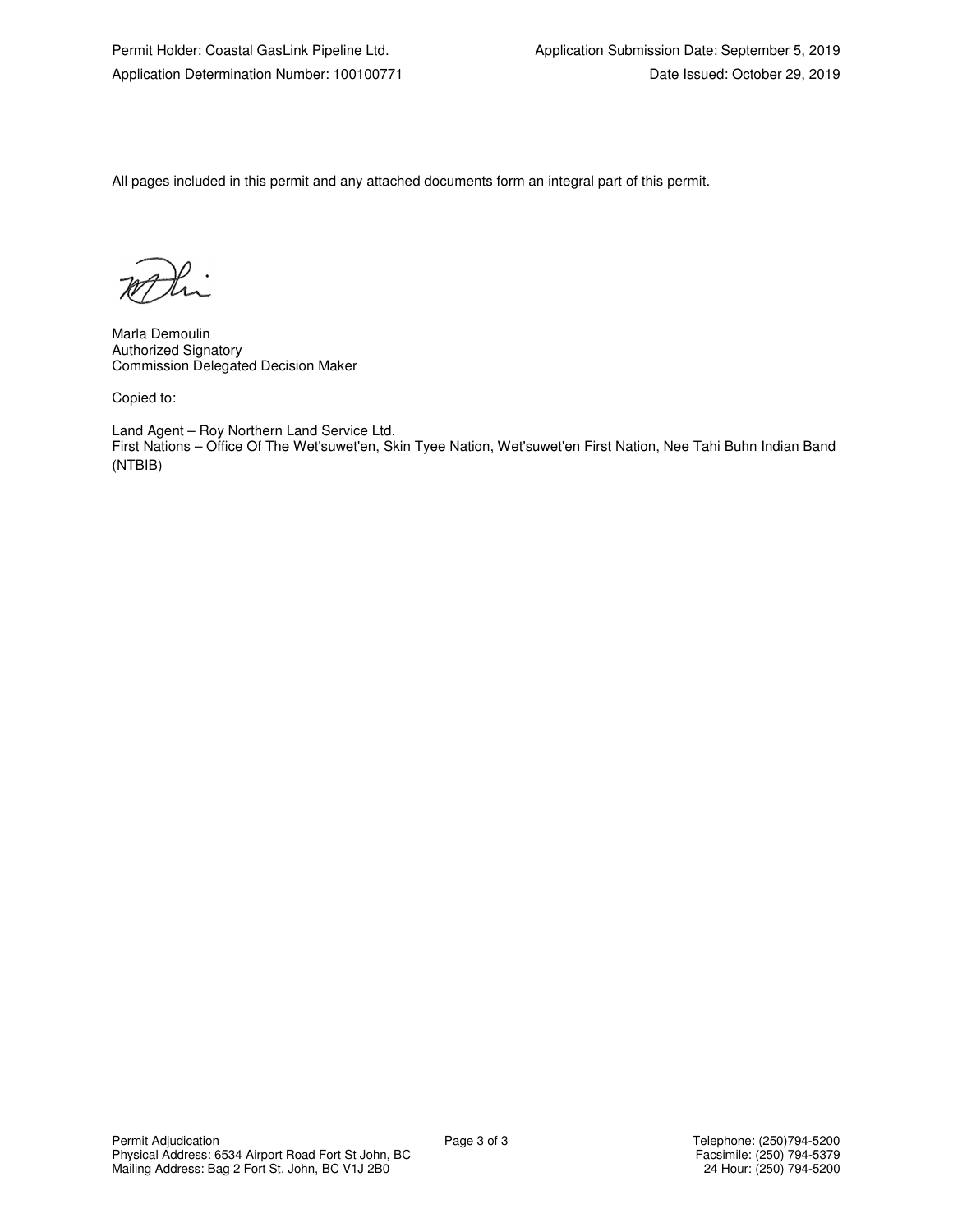All pages included in this permit and any attached documents form an integral part of this permit.

\_\_\_\_\_\_\_\_\_\_\_\_\_\_\_\_\_\_\_\_\_\_\_\_\_\_\_\_\_\_\_\_\_\_\_\_\_\_\_\_

Marla Demoulin
Authorized Signatory
Commission Delegated Decision Maker

Copied to:

Land Agent – Roy Northern Land Service Ltd.
First Nations – Office Of The Wet'suwet'en, Skin Tyee Nation, Wet'suwet'en First Nation, Nee Tahi Buhn Indian Band (NTBIB)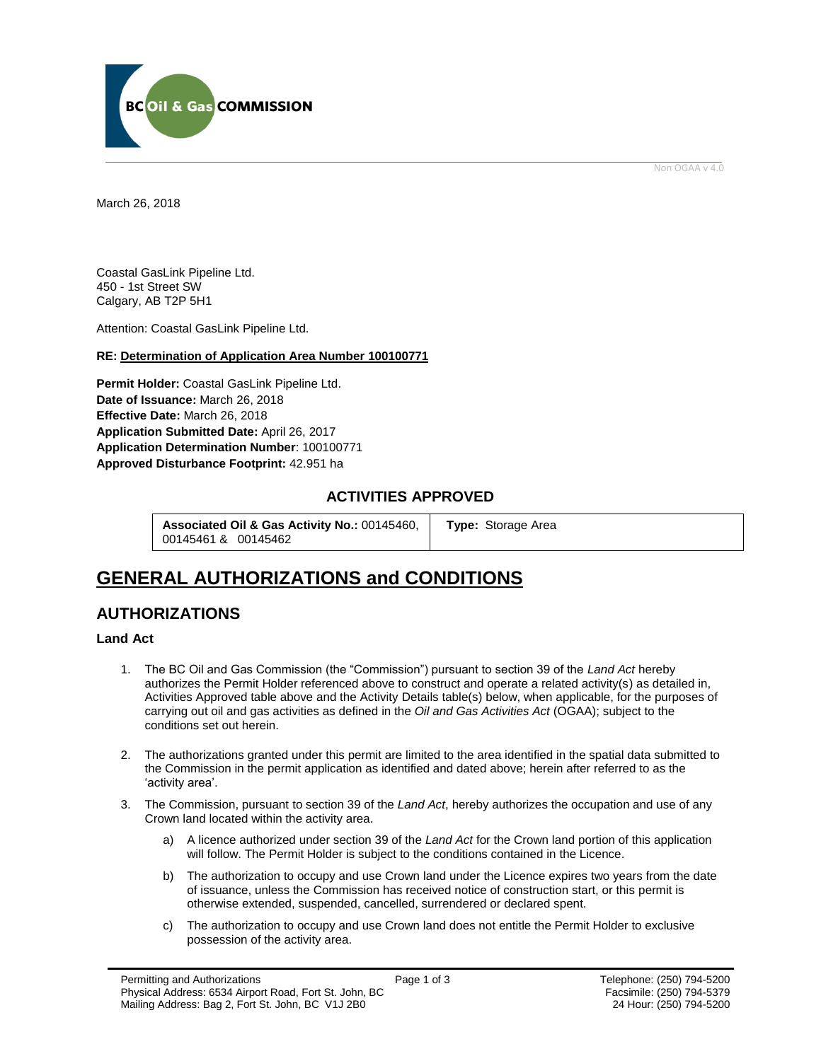March 26, 2018

Coastal GasLink Pipeline Ltd.
450 - 1st Street SW
Calgary, AB T2P 5H1

Attention: Coastal GasLink Pipeline Ltd.

**RE: Determination of Application Area Number 100100771**

**Permit Holder:** Coastal GasLink Pipeline Ltd.
**Date of Issuance:** March 26, 2018
**Effective Date:** March 26, 2018
**Application Submitted Date:** April 26, 2017
**Application Determination Number**: 100100771
**Approved Disturbance Footprint:** 42.951 ha

### ACTIVITIES APPROVED

| **Associated Oil & Gas Activity No.:** 00145460, 00145461 & 00145462 | **Type:** Storage Area |
|---|---|

# GENERAL AUTHORIZATIONS and CONDITIONS

## AUTHORIZATIONS

### Land Act

1. The BC Oil and Gas Commission (the "Commission") pursuant to section 39 of the *Land Act* hereby authorizes the Permit Holder referenced above to construct and operate a related activity(s) as detailed in, Activities Approved table above and the Activity Details table(s) below, when applicable, for the purposes of carrying out oil and gas activities as defined in the *Oil and Gas Activities Act* (OGAA); subject to the conditions set out herein.

2. The authorizations granted under this permit are limited to the area identified in the spatial data submitted to the Commission in the permit application as identified and dated above; herein after referred to as the 'activity area'.

3. The Commission, pursuant to section 39 of the *Land Act*, hereby authorizes the occupation and use of any Crown land located within the activity area.

   a) A licence authorized under section 39 of the *Land Act* for the Crown land portion of this application will follow. The Permit Holder is subject to the conditions contained in the Licence.

   b) The authorization to occupy and use Crown land under the Licence expires two years from the date of issuance, unless the Commission has received notice of construction start, or this permit is otherwise extended, suspended, cancelled, surrendered or declared spent.

   c) The authorization to occupy and use Crown land does not entitle the Permit Holder to exclusive possession of the activity area.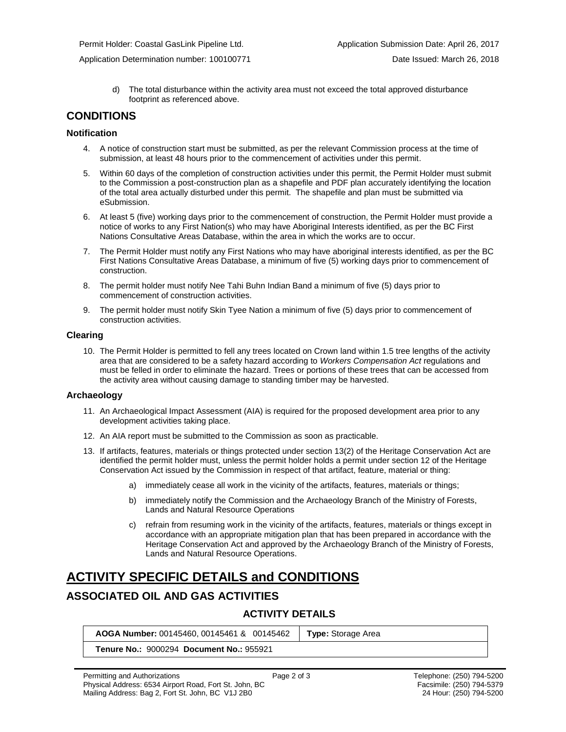d) The total disturbance within the activity area must not exceed the total approved disturbance footprint as referenced above.

## CONDITIONS

### Notification

4. A notice of construction start must be submitted, as per the relevant Commission process at the time of submission, at least 48 hours prior to the commencement of activities under this permit.
5. Within 60 days of the completion of construction activities under this permit, the Permit Holder must submit to the Commission a post-construction plan as a shapefile and PDF plan accurately identifying the location of the total area actually disturbed under this permit. The shapefile and plan must be submitted via eSubmission.
6. At least 5 (five) working days prior to the commencement of construction, the Permit Holder must provide a notice of works to any First Nation(s) who may have Aboriginal Interests identified, as per the BC First Nations Consultative Areas Database, within the area in which the works are to occur.
7. The Permit Holder must notify any First Nations who may have aboriginal interests identified, as per the BC First Nations Consultative Areas Database, a minimum of five (5) working days prior to commencement of construction.
8. The permit holder must notify Nee Tahi Buhn Indian Band a minimum of five (5) days prior to commencement of construction activities.
9. The permit holder must notify Skin Tyee Nation a minimum of five (5) days prior to commencement of construction activities.

### Clearing

10. The Permit Holder is permitted to fell any trees located on Crown land within 1.5 tree lengths of the activity area that are considered to be a safety hazard according to *Workers Compensation Act* regulations and must be felled in order to eliminate the hazard. Trees or portions of these trees that can be accessed from the activity area without causing damage to standing timber may be harvested.

### Archaeology

11. An Archaeological Impact Assessment (AIA) is required for the proposed development area prior to any development activities taking place.
12. An AIA report must be submitted to the Commission as soon as practicable.
13. If artifacts, features, materials or things protected under section 13(2) of the Heritage Conservation Act are identified the permit holder must, unless the permit holder holds a permit under section 12 of the Heritage Conservation Act issued by the Commission in respect of that artifact, feature, material or thing:
    a) immediately cease all work in the vicinity of the artifacts, features, materials or things;
    b) immediately notify the Commission and the Archaeology Branch of the Ministry of Forests, Lands and Natural Resource Operations
    c) refrain from resuming work in the vicinity of the artifacts, features, materials or things except in accordance with an appropriate mitigation plan that has been prepared in accordance with the Heritage Conservation Act and approved by the Archaeology Branch of the Ministry of Forests, Lands and Natural Resource Operations.

# ACTIVITY SPECIFIC DETAILS and CONDITIONS

## ASSOCIATED OIL AND GAS ACTIVITIES

### ACTIVITY DETAILS

| **AOGA Number:** 00145460, 00145461 & 00145462 | **Type:** Storage Area |
|---|---|
| **Tenure No.:** 9000294 **Document No.:** 955921 | |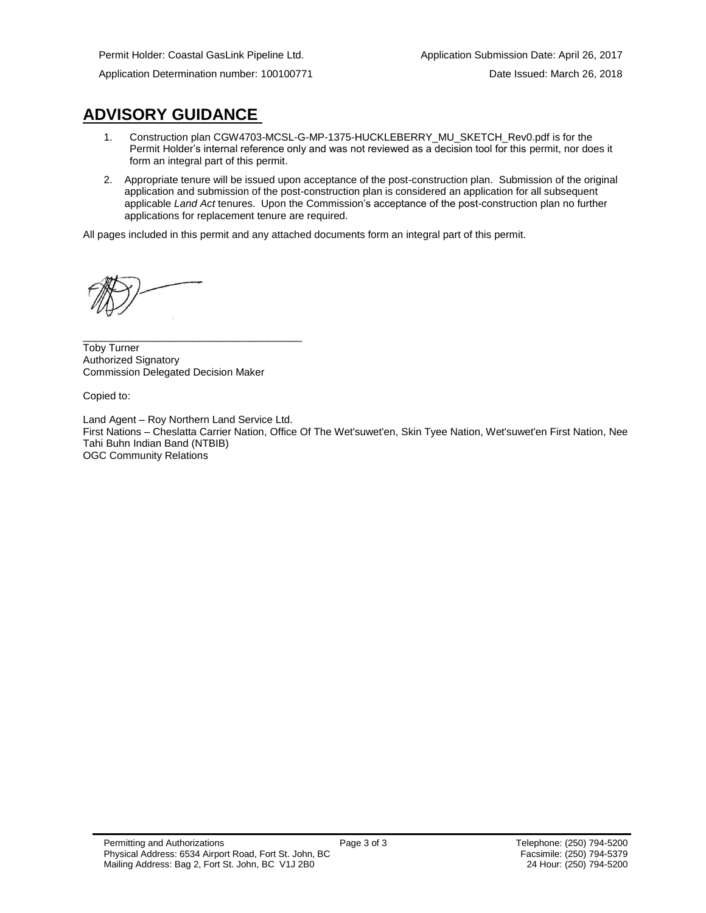Permit Holder: Coastal GasLink Pipeline Ltd.

Application Submission Date: April 26, 2017

Application Determination number: 100100771

Date Issued: March 26, 2018

## ADVISORY GUIDANCE

1. Construction plan CGW4703-MCSL-G-MP-1375-HUCKLEBERRY_MU_SKETCH_Rev0.pdf is for the Permit Holder's internal reference only and was not reviewed as a decision tool for this permit, nor does it form an integral part of this permit.
2. Appropriate tenure will be issued upon acceptance of the post-construction plan. Submission of the original application and submission of the post-construction plan is considered an application for all subsequent applicable *Land Act* tenures. Upon the Commission's acceptance of the post-construction plan no further applications for replacement tenure are required.

All pages included in this permit and any attached documents form an integral part of this permit.

\_\_\_\_\_\_\_\_\_\_\_\_\_\_\_\_\_\_\_\_\_\_\_\_\_\_\_\_\_\_\_\_\_\_\_\_\_\_

Toby Turner
Authorized Signatory
Commission Delegated Decision Maker

Copied to:

Land Agent – Roy Northern Land Service Ltd.
First Nations – Cheslatta Carrier Nation, Office Of The Wet'suwet'en, Skin Tyee Nation, Wet'suwet'en First Nation, Nee Tahi Buhn Indian Band (NTBIB)
OGC Community Relations

Permitting and Authorizations
Physical Address: 6534 Airport Road, Fort St. John, BC
Mailing Address: Bag 2, Fort St. John, BC V1J 2B0

Telephone: (250) 794-5200
Facsimile: (250) 794-5379
24 Hour: (250) 794-5200